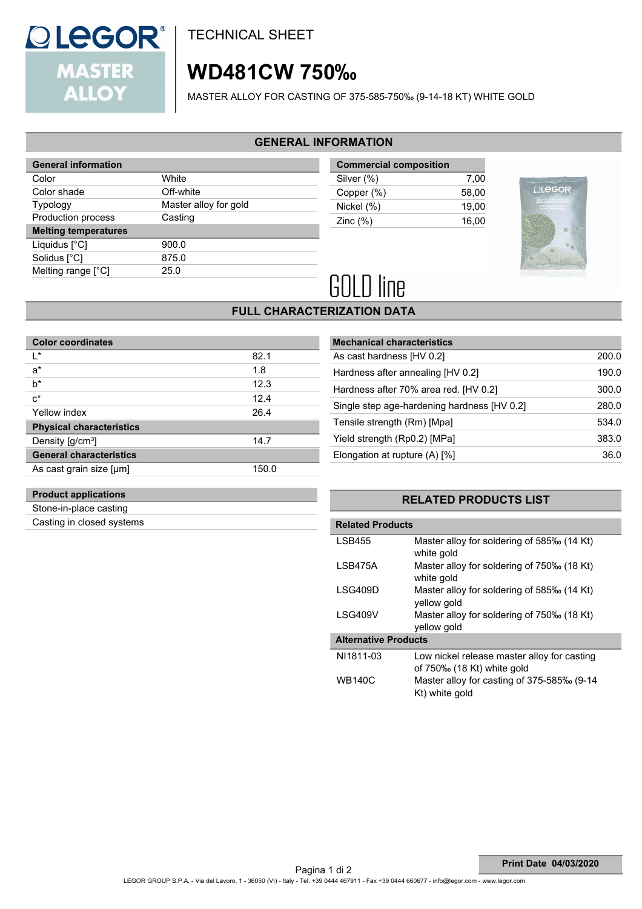# TECHNICAL SHEET

# WD481CW 750‰

MASTER ALLOY FOR CASTING OF 375-585-750‰ (9-14-18 KT) WHITE GOLD

## GENERAL INFORMATION

| General information | |
|---|---|
| Color | White |
| Color shade | Off-white |
| Typology | Master alloy for gold |
| Production process | Casting |
| **Melting temperatures** | |
| Liquidus [°C] | 900.0 |
| Solidus [°C] | 875.0 |
| Melting range [°C] | 25.0 |

| Commercial composition | |
|---|---|
| Silver (%) | 7,00 |
| Copper (%) | 58,00 |
| Nickel (%) | 19,00 |
| Zinc (%) | 16,00 |

GOLD line

## FULL CHARACTERIZATION DATA

| Color coordinates | |
|---|---|
| L* | 82.1 |
| a* | 1.8 |
| b* | 12.3 |
| c* | 12.4 |
| Yellow index | 26.4 |
| **Physical characteristics** | |
| Density [g/cm³] | 14.7 |
| **General characteristics** | |
| As cast grain size [µm] | 150.0 |

| Mechanical characteristics | |
|---|---|
| As cast hardness [HV 0.2] | 200.0 |
| Hardness after annealing [HV 0.2] | 190.0 |
| Hardness after 70% area red. [HV 0.2] | 300.0 |
| Single step age-hardening hardness [HV 0.2] | 280.0 |
| Tensile strength (Rm) [Mpa] | 534.0 |
| Yield strength (Rp0.2) [MPa] | 383.0 |
| Elongation at rupture (A) [%] | 36.0 |

| Product applications |
|---|
| Stone-in-place casting |
| Casting in closed systems |

## RELATED PRODUCTS LIST

| Related Products | |
|---|---|
| LSB455 | Master alloy for soldering of 585‰ (14 Kt) white gold |
| LSB475A | Master alloy for soldering of 750‰ (18 Kt) white gold |
| LSG409D | Master alloy for soldering of 585‰ (14 Kt) yellow gold |
| LSG409V | Master alloy for soldering of 750‰ (18 Kt) yellow gold |
| **Alternative Products** | |
| NI1811-03 | Low nickel release master alloy for casting of 750‰ (18 Kt) white gold |
| WB140C | Master alloy for casting of 375-585‰ (9-14 Kt) white gold |

**Print Date 04/03/2020**

LEGOR GROUP S.P.A. - Via del Lavoro, 1 - 36050 (VI) - Italy - Tel. +39 0444 467911 - Fax +39 0444 660677 - info@legor.com - www.legor.com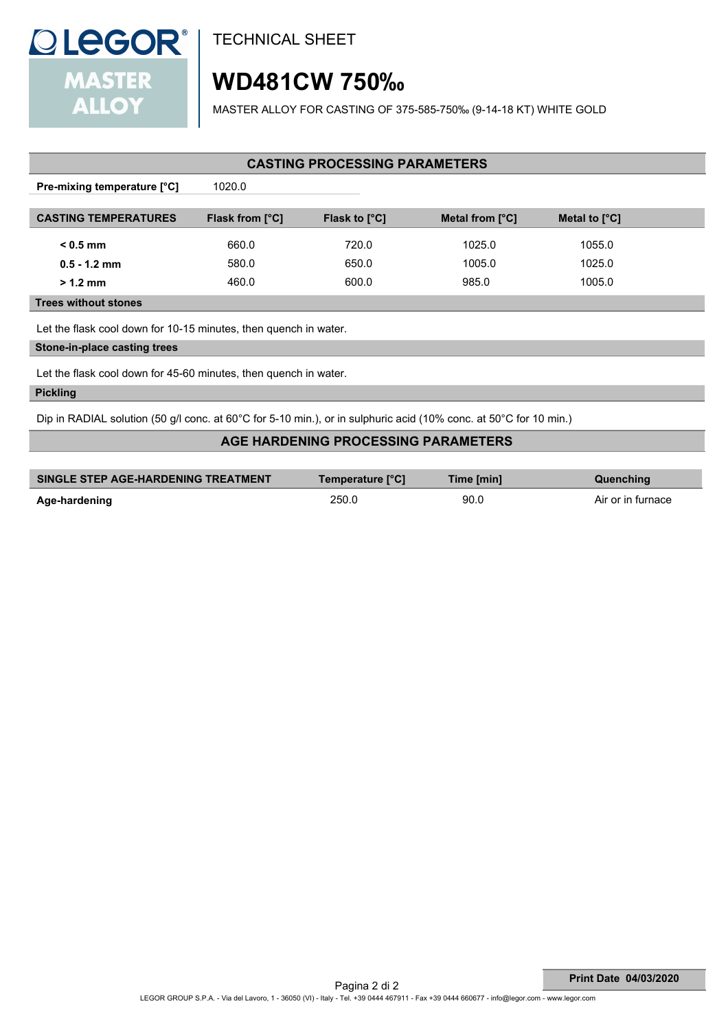LEGOR® MASTER ALLOY

TECHNICAL SHEET

# WD481CW 750‰

MASTER ALLOY FOR CASTING OF 375-585-750‰ (9-14-18 KT) WHITE GOLD

## CASTING PROCESSING PARAMETERS

**Pre-mixing temperature [°C]** 1020.0

| CASTING TEMPERATURES | Flask from [°C] | Flask to [°C] | Metal from [°C] | Metal to [°C] |
|---|---|---|---|---|
| **< 0.5 mm** | 660.0 | 720.0 | 1025.0 | 1055.0 |
| **0.5 - 1.2 mm** | 580.0 | 650.0 | 1005.0 | 1025.0 |
| **> 1.2 mm** | 460.0 | 600.0 | 985.0 | 1005.0 |

### Trees without stones

Let the flask cool down for 10-15 minutes, then quench in water.

### Stone-in-place casting trees

Let the flask cool down for 45-60 minutes, then quench in water.

### Pickling

Dip in RADIAL solution (50 g/l conc. at 60°C for 5-10 min.), or in sulphuric acid (10% conc. at 50°C for 10 min.)

## AGE HARDENING PROCESSING PARAMETERS

| SINGLE STEP AGE-HARDENING TREATMENT | Temperature [°C] | Time [min] | Quenching |
|---|---|---|---|
| **Age-hardening** | 250.0 | 90.0 | Air or in furnace |

**Print Date 04/03/2020**

LEGOR GROUP S.P.A. - Via del Lavoro, 1 - 36050 (VI) - Italy - Tel. +39 0444 467911 - Fax +39 0444 660677 - info@legor.com - www.legor.com